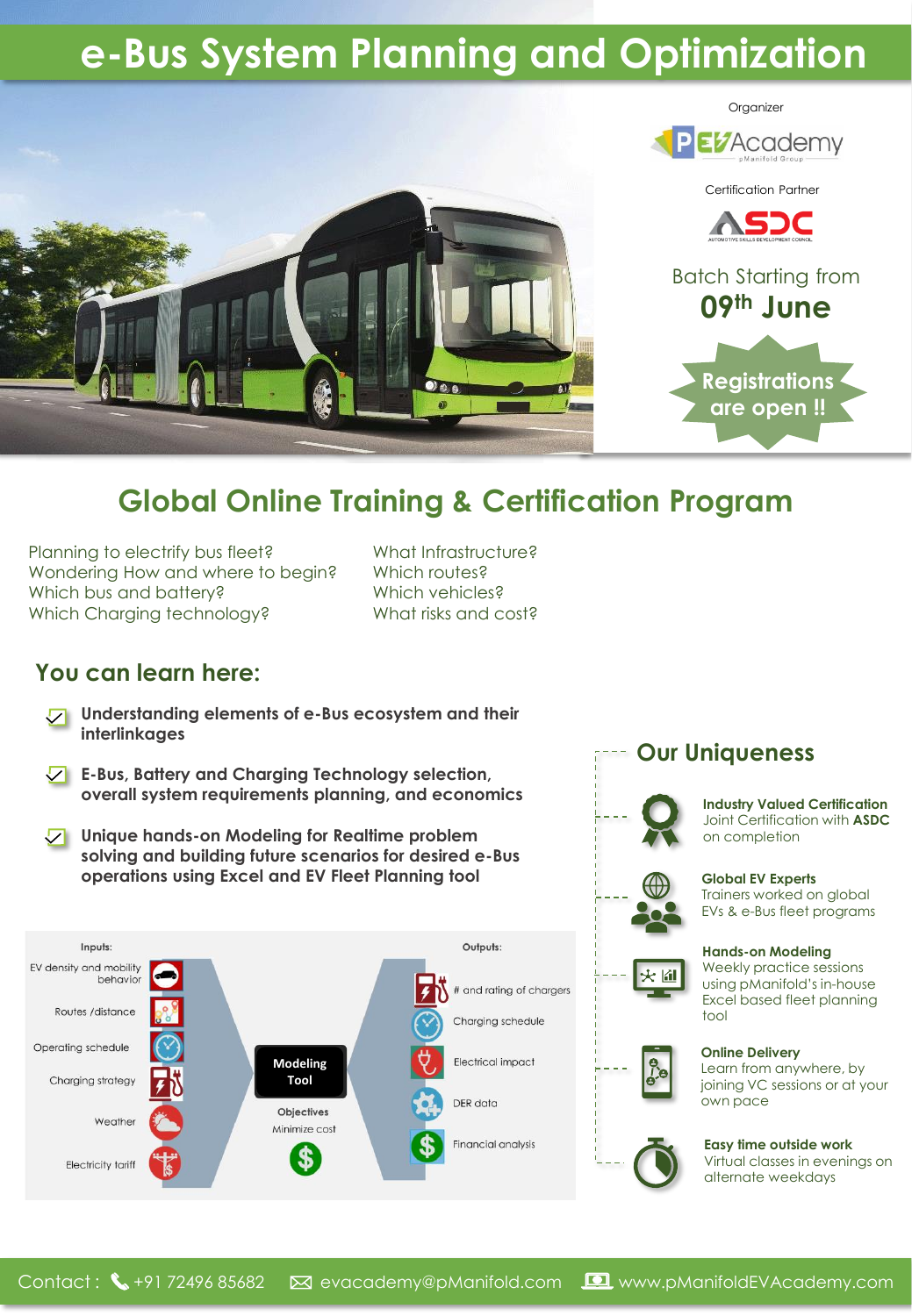# e-Bus System Planning and Optimization

Organizer

PEV Academy

Certification Partner

ASDC

Batch Starting from

**09th June**

**Registrations are open !!**

## Global Online Training & Certification Program

Planning to electrify bus fleet?
Wondering How and where to begin?
Which bus and battery?
Which Charging technology?

What Infrastructure?
Which routes?
Which vehicles?
What risks and cost?

## You can learn here:

- **Understanding elements of e-Bus ecosystem and their interlinkages**
- **E-Bus, Battery and Charging Technology selection, overall system requirements planning, and economics**
- **Unique hands-on Modeling for Realtime problem solving and building future scenarios for desired e-Bus operations using Excel and EV Fleet Planning tool**

Inputs:
- EV density and mobility behavior
- Routes /distance
- Operating schedule
- Charging strategy
- Weather
- Electricity tariff

**Modeling Tool**

Objectives: Minimize cost

Outputs:
- # and rating of chargers
- Charging schedule
- Electrical impact
- DER data
- Financial analysis

## Our Uniqueness

**Industry Valued Certification**
Joint Certification with **ASDC** on completion

**Global EV Experts**
Trainers worked on global EVs & e-Bus fleet programs

**Hands-on Modeling**
Weekly practice sessions using pManifold's in-house Excel based fleet planning tool

**Online Delivery**
Learn from anywhere, by joining VC sessions or at your own pace

**Easy time outside work**
Virtual classes in evenings on alternate weekdays

Contact : +91 72496 85682 evacademy@pManifold.com www.pManifoldEVAcademy.com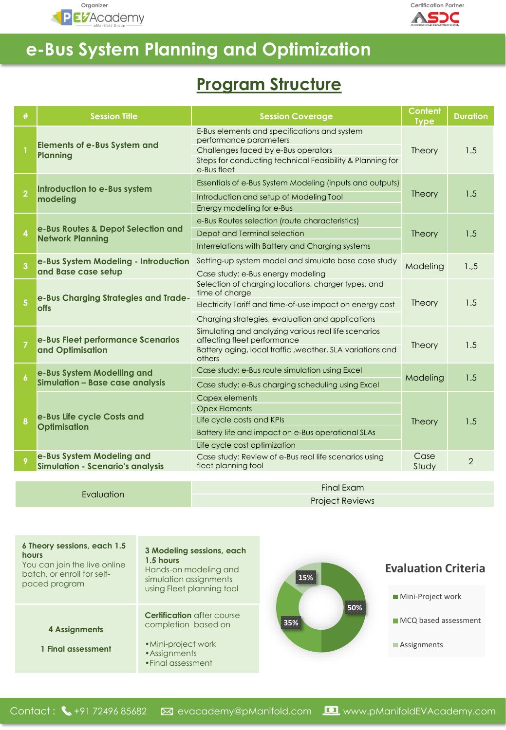Organizer: PEVAcademy (pManifold Group) | Certification Partner: ASDC

# e-Bus System Planning and Optimization

## Program Structure

| # | Session Title | Session Coverage | Content Type | Duration |
|---|---|---|---|---|
| 1 | Elements of e-Bus System and Planning | E-Bus elements and specifications and system performance parameters<br>Challenges faced by e-Bus operators<br>Steps for conducting technical Feasibility & Planning for e-Bus fleet | Theory | 1.5 |
| 2 | Introduction to e-Bus system modeling | Essentials of e-Bus System Modeling (inputs and outputs)<br>Introduction and setup of Modeling Tool<br>Energy modelling for e-Bus | Theory | 1.5 |
| 4 | e-Bus Routes & Depot Selection and Network Planning | e-Bus Routes selection (route characteristics)<br>Depot and Terminal selection<br>Interrelations with Battery and Charging systems | Theory | 1.5 |
| 3 | e-Bus System Modeling - Introduction and Base case setup | Setting-up system model and simulate base case study<br>Case study: e-Bus energy modeling | Modeling | 1.,5 |
| 5 | e-Bus Charging Strategies and Trade-offs | Selection of charging locations, charger types, and time of charge<br>Electricity Tariff and time-of-use impact on energy cost<br>Charging strategies, evaluation and applications | Theory | 1.5 |
| 7 | e-Bus Fleet performance Scenarios and Optimisation | Simulating and analyzing various real life scenarios affecting fleet performance<br>Battery aging, local traffic ,weather, SLA variations and others | Theory | 1.5 |
| 6 | e-Bus System Modelling and Simulation – Base case analysis | Case study: e-Bus route simulation using Excel<br>Case study: e-Bus charging scheduling using Excel | Modeling | 1.5 |
| 8 | e-Bus Life cycle Costs and Optimisation | Capex elements<br>Opex Elements<br>Life cycle costs and KPIs<br>Battery life and impact on e-Bus operational SLAs<br>Life cycle cost optimization | Theory | 1.5 |
| 9 | e-Bus System Modeling and Simulation - Scenario's analysis | Case study: Review of e-Bus real life scenarios using fleet planning tool | Case Study | 2 |

| Evaluation | |
|---|---|
| Evaluation | Final Exam<br>Project Reviews |

**6 Theory sessions, each 1.5 hours**
You can join the live online batch, or enroll for self-paced program

**3 Modeling sessions, each 1.5 hours**
Hands-on modeling and simulation assignments using Fleet planning tool

**4 Assignments**

**1 Final assessment**

**Certification** after course completion based on

- Mini-project work
- Assignments
- Final assessment

### Evaluation Criteria

- Mini-Project work: 50%
- MCQ based assessment: 35%
- Assignments: 15%

Contact : +91 72496 85682 | evacademy@pManifold.com | www.pManifoldEVAcademy.com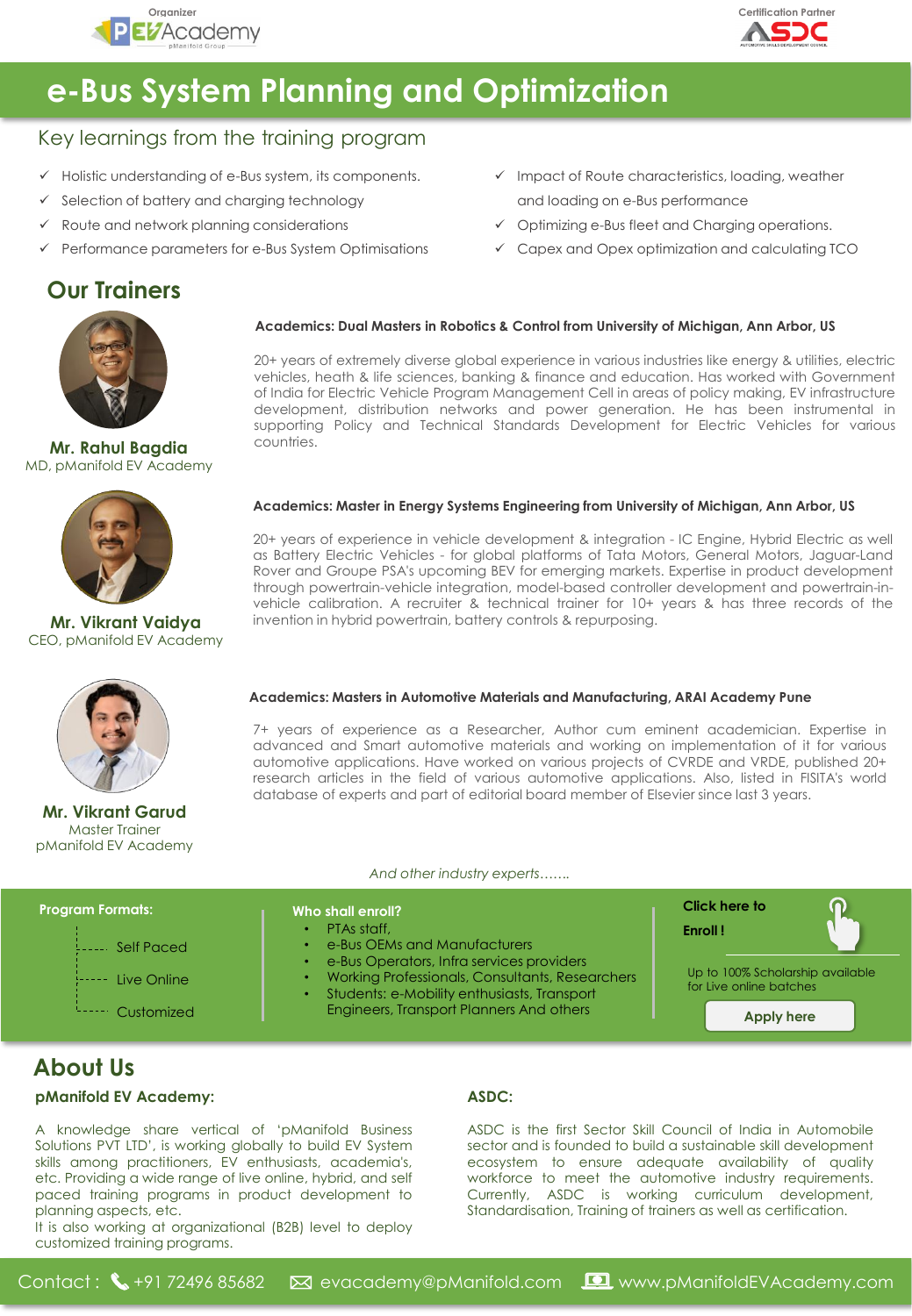Organizer

PEVAcademy

Certification Partner

ASDC

# e-Bus System Planning and Optimization

## Key learnings from the training program

- Holistic understanding of e-Bus system, its components.
- Selection of battery and charging technology
- Route and network planning considerations
- Performance parameters for e-Bus System Optimisations
- Impact of Route characteristics, loading, weather and loading on e-Bus performance
- Optimizing e-Bus fleet and Charging operations.
- Capex and Opex optimization and calculating TCO

## Our Trainers

**Mr. Rahul Bagdia**
MD, pManifold EV Academy

**Academics: Dual Masters in Robotics & Control from University of Michigan, Ann Arbor, US**

20+ years of extremely diverse global experience in various industries like energy & utilities, electric vehicles, heath & life sciences, banking & finance and education. Has worked with Government of India for Electric Vehicle Program Management Cell in areas of policy making, EV infrastructure development, distribution networks and power generation. He has been instrumental in supporting Policy and Technical Standards Development for Electric Vehicles for various countries.

**Mr. Vikrant Vaidya**
CEO, pManifold EV Academy

**Academics: Master in Energy Systems Engineering from University of Michigan, Ann Arbor, US**

20+ years of experience in vehicle development & integration - IC Engine, Hybrid Electric as well as Battery Electric Vehicles - for global platforms of Tata Motors, General Motors, Jaguar-Land Rover and Groupe PSA's upcoming BEV for emerging markets. Expertise in product development through powertrain-vehicle integration, model-based controller development and powertrain-in-vehicle calibration. A recruiter & technical trainer for 10+ years & has three records of the invention in hybrid powertrain, battery controls & repurposing.

**Mr. Vikrant Garud**
Master Trainer
pManifold EV Academy

**Academics: Masters in Automotive Materials and Manufacturing, ARAI Academy Pune**

7+ years of experience as a Researcher, Author cum eminent academician. Expertise in advanced and Smart automotive materials and working on implementation of it for various automotive applications. Have worked on various projects of CVRDE and VRDE, published 20+ research articles in the field of various automotive applications. Also, listed in FISITA's world database of experts and part of editorial board member of Elsevier since last 3 years.

*And other industry experts…….*

**Program Formats:**

- Self Paced
- Live Online
- Customized

**Who shall enroll?**

- PTAs staff,
- e-Bus OEMs and Manufacturers
- e-Bus Operators, Infra services providers
- Working Professionals, Consultants, Researchers
- Students: e-Mobility enthusiasts, Transport Engineers, Transport Planners And others

**Click here to Enroll !**

Up to 100% Scholarship available for Live online batches

Apply here

## About Us

### pManifold EV Academy:

A knowledge share vertical of 'pManifold Business Solutions PVT LTD', is working globally to build EV System skills among practitioners, EV enthusiasts, academia's, etc. Providing a wide range of live online, hybrid, and self paced training programs in product development to planning aspects, etc.
It is also working at organizational (B2B) level to deploy customized training programs.

### ASDC:

ASDC is the first Sector Skill Council of India in Automobile sector and is founded to build a sustainable skill development ecosystem to ensure adequate availability of quality workforce to meet the automotive industry requirements. Currently, ASDC is working curriculum development, Standardisation, Training of trainers as well as certification.

Contact : +91 72496 85682 evacademy@pManifold.com www.pManifoldEVAcademy.com